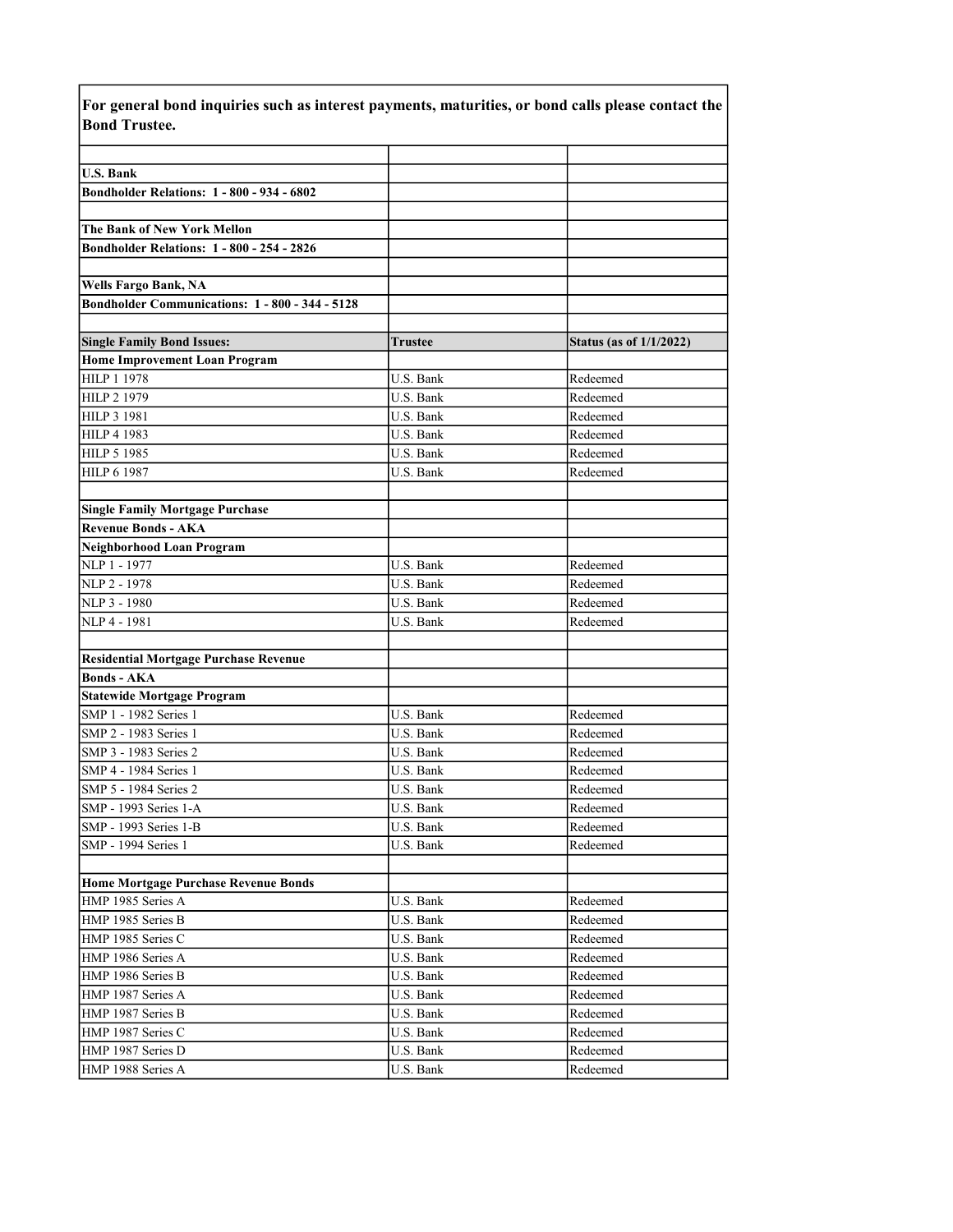**For general bond inquiries such as interest payments, maturities, or bond calls please contact the Bond Trustee.**

**U.S. Bank**
**Bondholder Relations: 1 - 800 - 934 - 6802**

**The Bank of New York Mellon**
**Bondholder Relations: 1 - 800 - 254 - 2826**

**Wells Fargo Bank, NA**
**Bondholder Communications: 1 - 800 - 344 - 5128**

| **Single Family Bond Issues:** | **Trustee** | **Status (as of 1/1/2022)** |
|---|---|---|
| **Home Improvement Loan Program** | | |
| HILP 1 1978 | U.S. Bank | Redeemed |
| HILP 2 1979 | U.S. Bank | Redeemed |
| HILP 3 1981 | U.S. Bank | Redeemed |
| HILP 4 1983 | U.S. Bank | Redeemed |
| HILP 5 1985 | U.S. Bank | Redeemed |
| HILP 6 1987 | U.S. Bank | Redeemed |
| | | |
| **Single Family Mortgage Purchase** | | |
| **Revenue Bonds - AKA** | | |
| **Neighborhood Loan Program** | | |
| NLP 1 - 1977 | U.S. Bank | Redeemed |
| NLP 2 - 1978 | U.S. Bank | Redeemed |
| NLP 3 - 1980 | U.S. Bank | Redeemed |
| NLP 4 - 1981 | U.S. Bank | Redeemed |
| | | |
| **Residential Mortgage Purchase Revenue** | | |
| **Bonds - AKA** | | |
| **Statewide Mortgage Program** | | |
| SMP 1 - 1982 Series 1 | U.S. Bank | Redeemed |
| SMP 2 - 1983 Series 1 | U.S. Bank | Redeemed |
| SMP 3 - 1983 Series 2 | U.S. Bank | Redeemed |
| SMP 4 - 1984 Series 1 | U.S. Bank | Redeemed |
| SMP 5 - 1984 Series 2 | U.S. Bank | Redeemed |
| SMP - 1993 Series 1-A | U.S. Bank | Redeemed |
| SMP - 1993 Series 1-B | U.S. Bank | Redeemed |
| SMP - 1994 Series 1 | U.S. Bank | Redeemed |
| | | |
| **Home Mortgage Purchase Revenue Bonds** | | |
| HMP 1985 Series A | U.S. Bank | Redeemed |
| HMP 1985 Series B | U.S. Bank | Redeemed |
| HMP 1985 Series C | U.S. Bank | Redeemed |
| HMP 1986 Series A | U.S. Bank | Redeemed |
| HMP 1986 Series B | U.S. Bank | Redeemed |
| HMP 1987 Series A | U.S. Bank | Redeemed |
| HMP 1987 Series B | U.S. Bank | Redeemed |
| HMP 1987 Series C | U.S. Bank | Redeemed |
| HMP 1987 Series D | U.S. Bank | Redeemed |
| HMP 1988 Series A | U.S. Bank | Redeemed |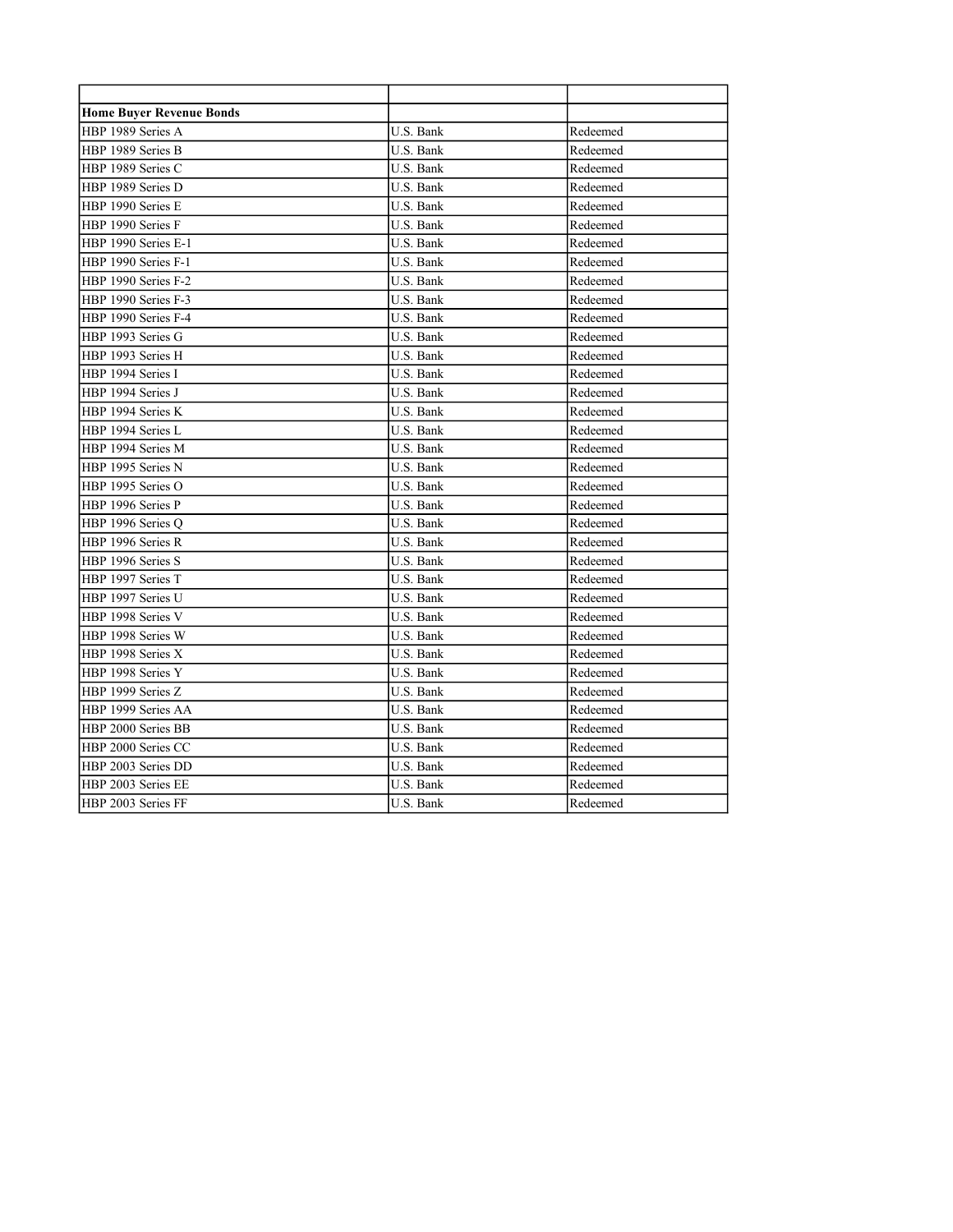| | | |
|---|---|---|
| **Home Buyer Revenue Bonds** | | |
| HBP 1989 Series A | U.S. Bank | Redeemed |
| HBP 1989 Series B | U.S. Bank | Redeemed |
| HBP 1989 Series C | U.S. Bank | Redeemed |
| HBP 1989 Series D | U.S. Bank | Redeemed |
| HBP 1990 Series E | U.S. Bank | Redeemed |
| HBP 1990 Series F | U.S. Bank | Redeemed |
| HBP 1990 Series E-1 | U.S. Bank | Redeemed |
| HBP 1990 Series F-1 | U.S. Bank | Redeemed |
| HBP 1990 Series F-2 | U.S. Bank | Redeemed |
| HBP 1990 Series F-3 | U.S. Bank | Redeemed |
| HBP 1990 Series F-4 | U.S. Bank | Redeemed |
| HBP 1993 Series G | U.S. Bank | Redeemed |
| HBP 1993 Series H | U.S. Bank | Redeemed |
| HBP 1994 Series I | U.S. Bank | Redeemed |
| HBP 1994 Series J | U.S. Bank | Redeemed |
| HBP 1994 Series K | U.S. Bank | Redeemed |
| HBP 1994 Series L | U.S. Bank | Redeemed |
| HBP 1994 Series M | U.S. Bank | Redeemed |
| HBP 1995 Series N | U.S. Bank | Redeemed |
| HBP 1995 Series O | U.S. Bank | Redeemed |
| HBP 1996 Series P | U.S. Bank | Redeemed |
| HBP 1996 Series Q | U.S. Bank | Redeemed |
| HBP 1996 Series R | U.S. Bank | Redeemed |
| HBP 1996 Series S | U.S. Bank | Redeemed |
| HBP 1997 Series T | U.S. Bank | Redeemed |
| HBP 1997 Series U | U.S. Bank | Redeemed |
| HBP 1998 Series V | U.S. Bank | Redeemed |
| HBP 1998 Series W | U.S. Bank | Redeemed |
| HBP 1998 Series X | U.S. Bank | Redeemed |
| HBP 1998 Series Y | U.S. Bank | Redeemed |
| HBP 1999 Series Z | U.S. Bank | Redeemed |
| HBP 1999 Series AA | U.S. Bank | Redeemed |
| HBP 2000 Series BB | U.S. Bank | Redeemed |
| HBP 2000 Series CC | U.S. Bank | Redeemed |
| HBP 2003 Series DD | U.S. Bank | Redeemed |
| HBP 2003 Series EE | U.S. Bank | Redeemed |
| HBP 2003 Series FF | U.S. Bank | Redeemed |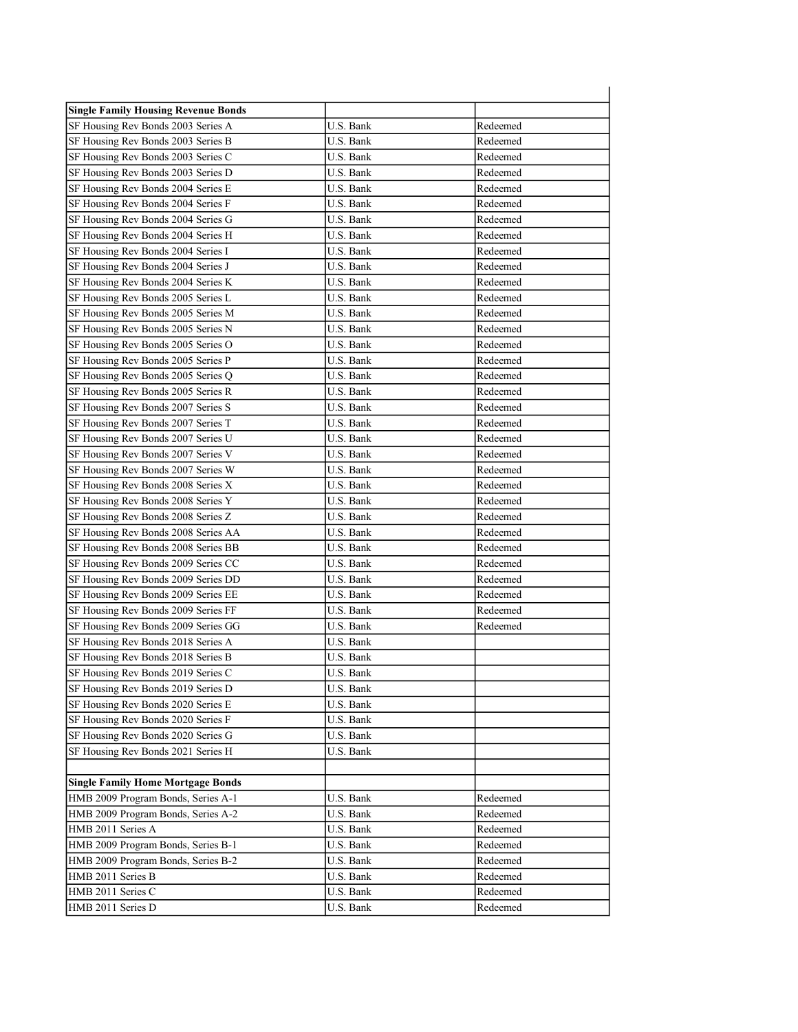| Single Family Housing Revenue Bonds | | |
|---|---|---|
| SF Housing Rev Bonds 2003 Series A | U.S. Bank | Redeemed |
| SF Housing Rev Bonds 2003 Series B | U.S. Bank | Redeemed |
| SF Housing Rev Bonds 2003 Series C | U.S. Bank | Redeemed |
| SF Housing Rev Bonds 2003 Series D | U.S. Bank | Redeemed |
| SF Housing Rev Bonds 2004 Series E | U.S. Bank | Redeemed |
| SF Housing Rev Bonds 2004 Series F | U.S. Bank | Redeemed |
| SF Housing Rev Bonds 2004 Series G | U.S. Bank | Redeemed |
| SF Housing Rev Bonds 2004 Series H | U.S. Bank | Redeemed |
| SF Housing Rev Bonds 2004 Series I | U.S. Bank | Redeemed |
| SF Housing Rev Bonds 2004 Series J | U.S. Bank | Redeemed |
| SF Housing Rev Bonds 2004 Series K | U.S. Bank | Redeemed |
| SF Housing Rev Bonds 2005 Series L | U.S. Bank | Redeemed |
| SF Housing Rev Bonds 2005 Series M | U.S. Bank | Redeemed |
| SF Housing Rev Bonds 2005 Series N | U.S. Bank | Redeemed |
| SF Housing Rev Bonds 2005 Series O | U.S. Bank | Redeemed |
| SF Housing Rev Bonds 2005 Series P | U.S. Bank | Redeemed |
| SF Housing Rev Bonds 2005 Series Q | U.S. Bank | Redeemed |
| SF Housing Rev Bonds 2005 Series R | U.S. Bank | Redeemed |
| SF Housing Rev Bonds 2007 Series S | U.S. Bank | Redeemed |
| SF Housing Rev Bonds 2007 Series T | U.S. Bank | Redeemed |
| SF Housing Rev Bonds 2007 Series U | U.S. Bank | Redeemed |
| SF Housing Rev Bonds 2007 Series V | U.S. Bank | Redeemed |
| SF Housing Rev Bonds 2007 Series W | U.S. Bank | Redeemed |
| SF Housing Rev Bonds 2008 Series X | U.S. Bank | Redeemed |
| SF Housing Rev Bonds 2008 Series Y | U.S. Bank | Redeemed |
| SF Housing Rev Bonds 2008 Series Z | U.S. Bank | Redeemed |
| SF Housing Rev Bonds 2008 Series AA | U.S. Bank | Redeemed |
| SF Housing Rev Bonds 2008 Series BB | U.S. Bank | Redeemed |
| SF Housing Rev Bonds 2009 Series CC | U.S. Bank | Redeemed |
| SF Housing Rev Bonds 2009 Series DD | U.S. Bank | Redeemed |
| SF Housing Rev Bonds 2009 Series EE | U.S. Bank | Redeemed |
| SF Housing Rev Bonds 2009 Series FF | U.S. Bank | Redeemed |
| SF Housing Rev Bonds 2009 Series GG | U.S. Bank | Redeemed |
| SF Housing Rev Bonds 2018 Series A | U.S. Bank | |
| SF Housing Rev Bonds 2018 Series B | U.S. Bank | |
| SF Housing Rev Bonds 2019 Series C | U.S. Bank | |
| SF Housing Rev Bonds 2019 Series D | U.S. Bank | |
| SF Housing Rev Bonds 2020 Series E | U.S. Bank | |
| SF Housing Rev Bonds 2020 Series F | U.S. Bank | |
| SF Housing Rev Bonds 2020 Series G | U.S. Bank | |
| SF Housing Rev Bonds 2021 Series H | U.S. Bank | |
| | | |
| **Single Family Home Mortgage Bonds** | | |
| HMB 2009 Program Bonds, Series A-1 | U.S. Bank | Redeemed |
| HMB 2009 Program Bonds, Series A-2 | U.S. Bank | Redeemed |
| HMB 2011 Series A | U.S. Bank | Redeemed |
| HMB 2009 Program Bonds, Series B-1 | U.S. Bank | Redeemed |
| HMB 2009 Program Bonds, Series B-2 | U.S. Bank | Redeemed |
| HMB 2011 Series B | U.S. Bank | Redeemed |
| HMB 2011 Series C | U.S. Bank | Redeemed |
| HMB 2011 Series D | U.S. Bank | Redeemed |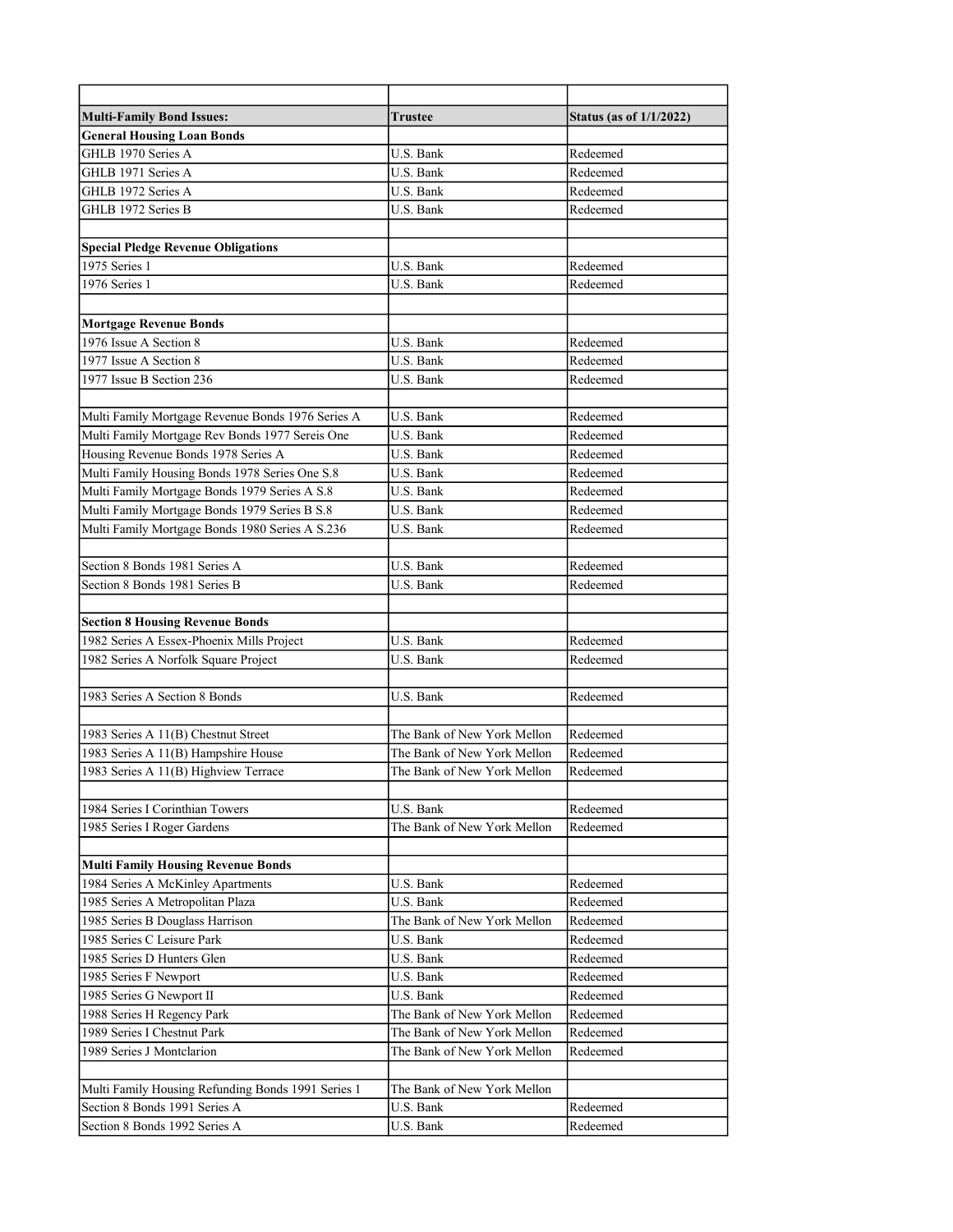| | | |
|---|---|---|
| **Multi-Family Bond Issues:** | **Trustee** | **Status (as of 1/1/2022)** |
| **General Housing Loan Bonds** | | |
| GHLB 1970 Series A | U.S. Bank | Redeemed |
| GHLB 1971 Series A | U.S. Bank | Redeemed |
| GHLB 1972 Series A | U.S. Bank | Redeemed |
| GHLB 1972 Series B | U.S. Bank | Redeemed |
| | | |
| **Special Pledge Revenue Obligations** | | |
| 1975 Series 1 | U.S. Bank | Redeemed |
| 1976 Series 1 | U.S. Bank | Redeemed |
| | | |
| **Mortgage Revenue Bonds** | | |
| 1976 Issue A Section 8 | U.S. Bank | Redeemed |
| 1977 Issue A Section 8 | U.S. Bank | Redeemed |
| 1977 Issue B Section 236 | U.S. Bank | Redeemed |
| | | |
| Multi Family Mortgage Revenue Bonds 1976 Series A | U.S. Bank | Redeemed |
| Multi Family Mortgage Rev Bonds 1977 Sereis One | U.S. Bank | Redeemed |
| Housing Revenue Bonds 1978 Series A | U.S. Bank | Redeemed |
| Multi Family Housing Bonds 1978 Series One S.8 | U.S. Bank | Redeemed |
| Multi Family Mortgage Bonds 1979 Series A S.8 | U.S. Bank | Redeemed |
| Multi Family Mortgage Bonds 1979 Series B S.8 | U.S. Bank | Redeemed |
| Multi Family Mortgage Bonds 1980 Series A S.236 | U.S. Bank | Redeemed |
| | | |
| Section 8 Bonds 1981 Series A | U.S. Bank | Redeemed |
| Section 8 Bonds 1981 Series B | U.S. Bank | Redeemed |
| | | |
| **Section 8 Housing Revenue Bonds** | | |
| 1982 Series A Essex-Phoenix Mills Project | U.S. Bank | Redeemed |
| 1982 Series A Norfolk Square Project | U.S. Bank | Redeemed |
| | | |
| 1983 Series A Section 8 Bonds | U.S. Bank | Redeemed |
| | | |
| 1983 Series A 11(B) Chestnut Street | The Bank of New York Mellon | Redeemed |
| 1983 Series A 11(B) Hampshire House | The Bank of New York Mellon | Redeemed |
| 1983 Series A 11(B) Highview Terrace | The Bank of New York Mellon | Redeemed |
| | | |
| 1984 Series I Corinthian Towers | U.S. Bank | Redeemed |
| 1985 Series I Roger Gardens | The Bank of New York Mellon | Redeemed |
| | | |
| **Multi Family Housing Revenue Bonds** | | |
| 1984 Series A McKinley Apartments | U.S. Bank | Redeemed |
| 1985 Series A Metropolitan Plaza | U.S. Bank | Redeemed |
| 1985 Series B Douglass Harrison | The Bank of New York Mellon | Redeemed |
| 1985 Series C Leisure Park | U.S. Bank | Redeemed |
| 1985 Series D Hunters Glen | U.S. Bank | Redeemed |
| 1985 Series F Newport | U.S. Bank | Redeemed |
| 1985 Series G Newport II | U.S. Bank | Redeemed |
| 1988 Series H Regency Park | The Bank of New York Mellon | Redeemed |
| 1989 Series I Chestnut Park | The Bank of New York Mellon | Redeemed |
| 1989 Series J Montclarion | The Bank of New York Mellon | Redeemed |
| | | |
| Multi Family Housing Refunding Bonds 1991 Series 1 | The Bank of New York Mellon | |
| Section 8 Bonds 1991 Series A | U.S. Bank | Redeemed |
| Section 8 Bonds 1992 Series A | U.S. Bank | Redeemed |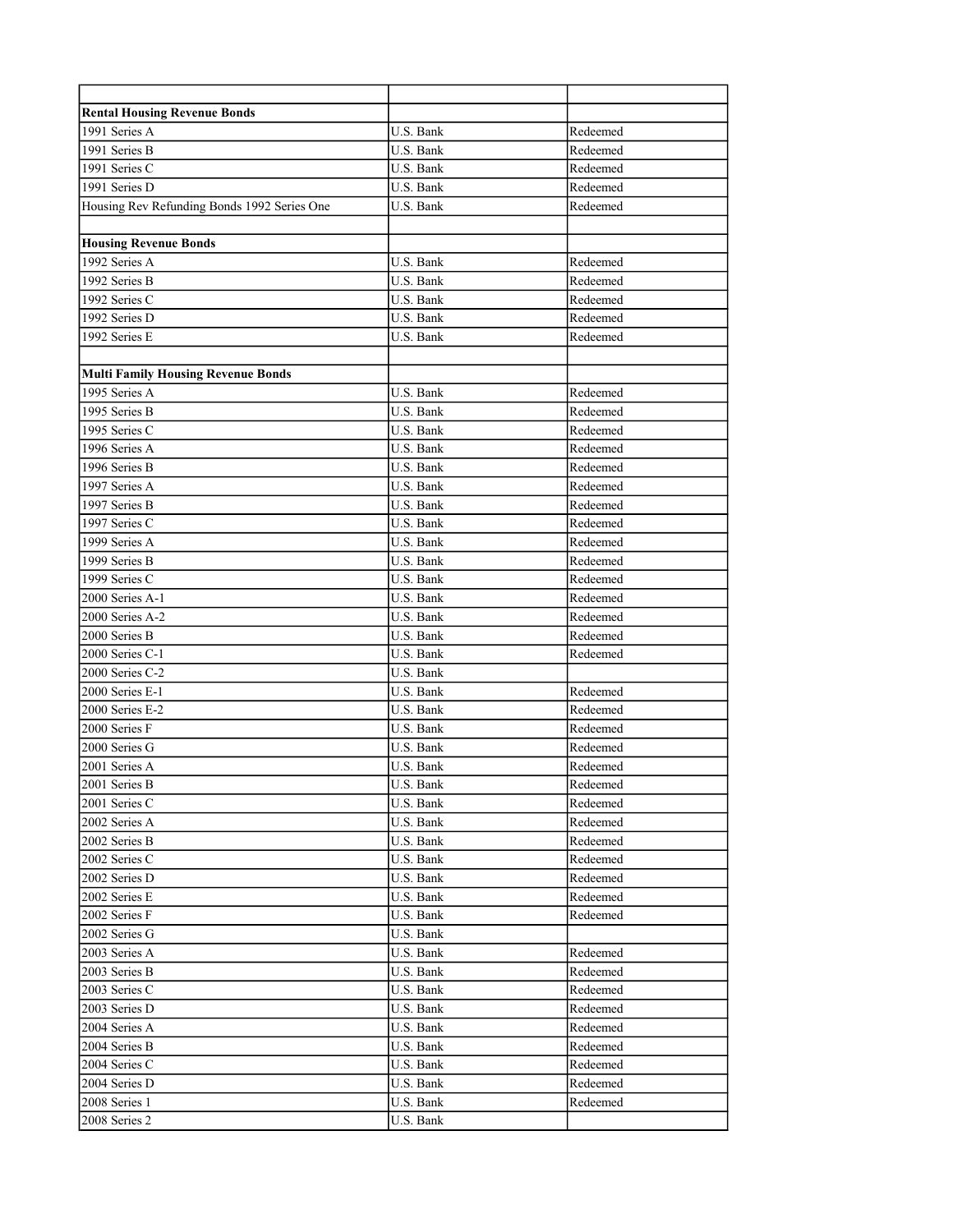| | | |
|---|---|---|
| **Rental Housing Revenue Bonds** | | |
| 1991 Series A | U.S. Bank | Redeemed |
| 1991 Series B | U.S. Bank | Redeemed |
| 1991 Series C | U.S. Bank | Redeemed |
| 1991 Series D | U.S. Bank | Redeemed |
| Housing Rev Refunding Bonds 1992 Series One | U.S. Bank | Redeemed |
| | | |
| **Housing Revenue Bonds** | | |
| 1992 Series A | U.S. Bank | Redeemed |
| 1992 Series B | U.S. Bank | Redeemed |
| 1992 Series C | U.S. Bank | Redeemed |
| 1992 Series D | U.S. Bank | Redeemed |
| 1992 Series E | U.S. Bank | Redeemed |
| | | |
| **Multi Family Housing Revenue Bonds** | | |
| 1995 Series A | U.S. Bank | Redeemed |
| 1995 Series B | U.S. Bank | Redeemed |
| 1995 Series C | U.S. Bank | Redeemed |
| 1996 Series A | U.S. Bank | Redeemed |
| 1996 Series B | U.S. Bank | Redeemed |
| 1997 Series A | U.S. Bank | Redeemed |
| 1997 Series B | U.S. Bank | Redeemed |
| 1997 Series C | U.S. Bank | Redeemed |
| 1999 Series A | U.S. Bank | Redeemed |
| 1999 Series B | U.S. Bank | Redeemed |
| 1999 Series C | U.S. Bank | Redeemed |
| 2000 Series A-1 | U.S. Bank | Redeemed |
| 2000 Series A-2 | U.S. Bank | Redeemed |
| 2000 Series B | U.S. Bank | Redeemed |
| 2000 Series C-1 | U.S. Bank | Redeemed |
| 2000 Series C-2 | U.S. Bank | |
| 2000 Series E-1 | U.S. Bank | Redeemed |
| 2000 Series E-2 | U.S. Bank | Redeemed |
| 2000 Series F | U.S. Bank | Redeemed |
| 2000 Series G | U.S. Bank | Redeemed |
| 2001 Series A | U.S. Bank | Redeemed |
| 2001 Series B | U.S. Bank | Redeemed |
| 2001 Series C | U.S. Bank | Redeemed |
| 2002 Series A | U.S. Bank | Redeemed |
| 2002 Series B | U.S. Bank | Redeemed |
| 2002 Series C | U.S. Bank | Redeemed |
| 2002 Series D | U.S. Bank | Redeemed |
| 2002 Series E | U.S. Bank | Redeemed |
| 2002 Series F | U.S. Bank | Redeemed |
| 2002 Series G | U.S. Bank | |
| 2003 Series A | U.S. Bank | Redeemed |
| 2003 Series B | U.S. Bank | Redeemed |
| 2003 Series C | U.S. Bank | Redeemed |
| 2003 Series D | U.S. Bank | Redeemed |
| 2004 Series A | U.S. Bank | Redeemed |
| 2004 Series B | U.S. Bank | Redeemed |
| 2004 Series C | U.S. Bank | Redeemed |
| 2004 Series D | U.S. Bank | Redeemed |
| 2008 Series 1 | U.S. Bank | Redeemed |
| 2008 Series 2 | U.S. Bank | |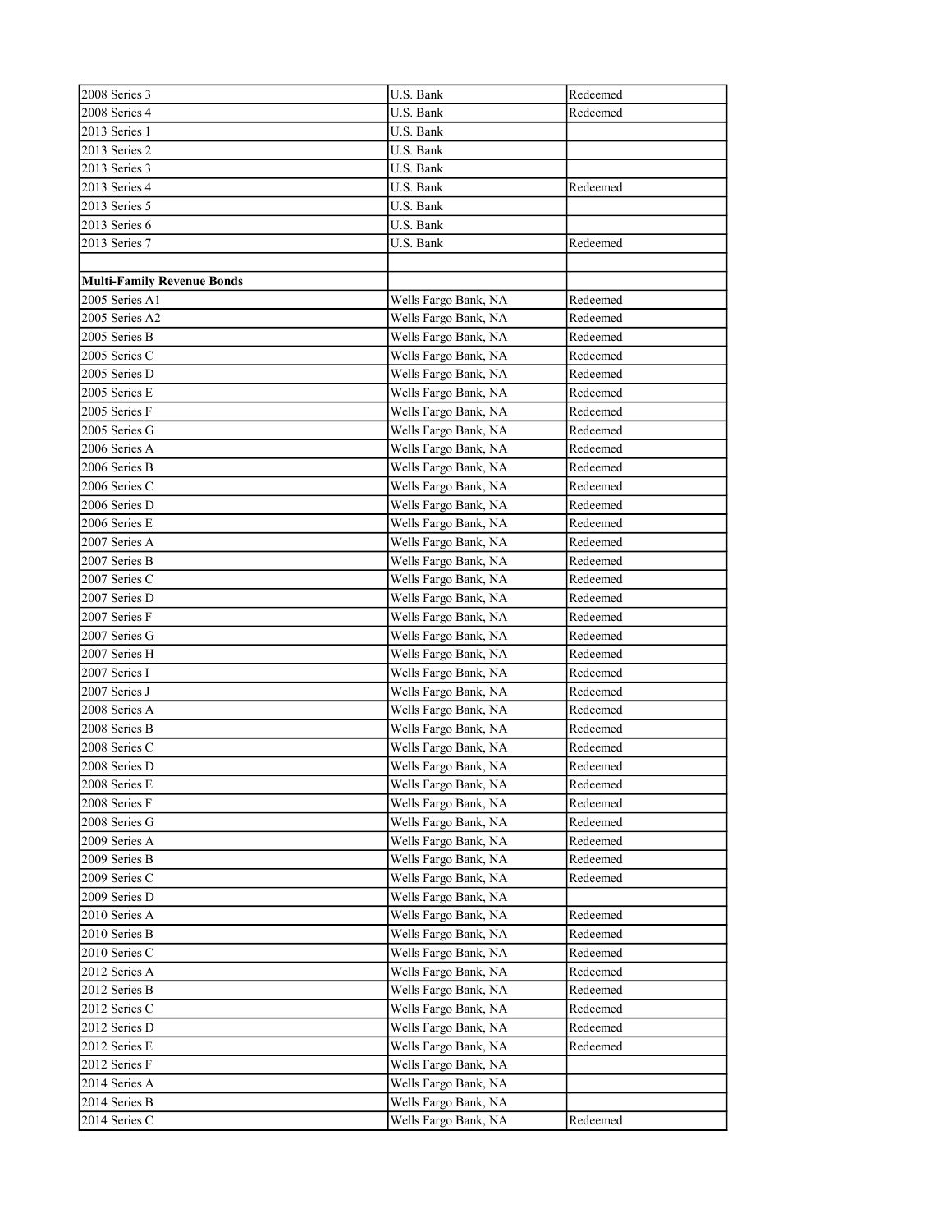| | | |
|---|---|---|
| 2008 Series 3 | U.S. Bank | Redeemed |
| 2008 Series 4 | U.S. Bank | Redeemed |
| 2013 Series 1 | U.S. Bank | |
| 2013 Series 2 | U.S. Bank | |
| 2013 Series 3 | U.S. Bank | |
| 2013 Series 4 | U.S. Bank | Redeemed |
| 2013 Series 5 | U.S. Bank | |
| 2013 Series 6 | U.S. Bank | |
| 2013 Series 7 | U.S. Bank | Redeemed |
| | | |
| **Multi-Family Revenue Bonds** | | |
| 2005 Series A1 | Wells Fargo Bank, NA | Redeemed |
| 2005 Series A2 | Wells Fargo Bank, NA | Redeemed |
| 2005 Series B | Wells Fargo Bank, NA | Redeemed |
| 2005 Series C | Wells Fargo Bank, NA | Redeemed |
| 2005 Series D | Wells Fargo Bank, NA | Redeemed |
| 2005 Series E | Wells Fargo Bank, NA | Redeemed |
| 2005 Series F | Wells Fargo Bank, NA | Redeemed |
| 2005 Series G | Wells Fargo Bank, NA | Redeemed |
| 2006 Series A | Wells Fargo Bank, NA | Redeemed |
| 2006 Series B | Wells Fargo Bank, NA | Redeemed |
| 2006 Series C | Wells Fargo Bank, NA | Redeemed |
| 2006 Series D | Wells Fargo Bank, NA | Redeemed |
| 2006 Series E | Wells Fargo Bank, NA | Redeemed |
| 2007 Series A | Wells Fargo Bank, NA | Redeemed |
| 2007 Series B | Wells Fargo Bank, NA | Redeemed |
| 2007 Series C | Wells Fargo Bank, NA | Redeemed |
| 2007 Series D | Wells Fargo Bank, NA | Redeemed |
| 2007 Series F | Wells Fargo Bank, NA | Redeemed |
| 2007 Series G | Wells Fargo Bank, NA | Redeemed |
| 2007 Series H | Wells Fargo Bank, NA | Redeemed |
| 2007 Series I | Wells Fargo Bank, NA | Redeemed |
| 2007 Series J | Wells Fargo Bank, NA | Redeemed |
| 2008 Series A | Wells Fargo Bank, NA | Redeemed |
| 2008 Series B | Wells Fargo Bank, NA | Redeemed |
| 2008 Series C | Wells Fargo Bank, NA | Redeemed |
| 2008 Series D | Wells Fargo Bank, NA | Redeemed |
| 2008 Series E | Wells Fargo Bank, NA | Redeemed |
| 2008 Series F | Wells Fargo Bank, NA | Redeemed |
| 2008 Series G | Wells Fargo Bank, NA | Redeemed |
| 2009 Series A | Wells Fargo Bank, NA | Redeemed |
| 2009 Series B | Wells Fargo Bank, NA | Redeemed |
| 2009 Series C | Wells Fargo Bank, NA | Redeemed |
| 2009 Series D | Wells Fargo Bank, NA | |
| 2010 Series A | Wells Fargo Bank, NA | Redeemed |
| 2010 Series B | Wells Fargo Bank, NA | Redeemed |
| 2010 Series C | Wells Fargo Bank, NA | Redeemed |
| 2012 Series A | Wells Fargo Bank, NA | Redeemed |
| 2012 Series B | Wells Fargo Bank, NA | Redeemed |
| 2012 Series C | Wells Fargo Bank, NA | Redeemed |
| 2012 Series D | Wells Fargo Bank, NA | Redeemed |
| 2012 Series E | Wells Fargo Bank, NA | Redeemed |
| 2012 Series F | Wells Fargo Bank, NA | |
| 2014 Series A | Wells Fargo Bank, NA | |
| 2014 Series B | Wells Fargo Bank, NA | |
| 2014 Series C | Wells Fargo Bank, NA | Redeemed |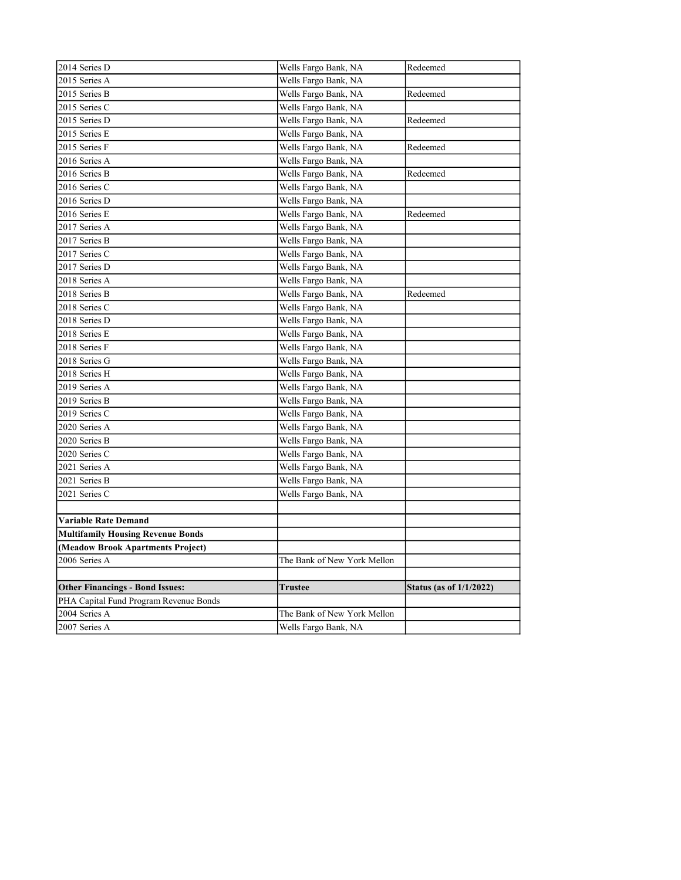| | | |
|---|---|---|
| 2014 Series D | Wells Fargo Bank, NA | Redeemed |
| 2015 Series A | Wells Fargo Bank, NA | |
| 2015 Series B | Wells Fargo Bank, NA | Redeemed |
| 2015 Series C | Wells Fargo Bank, NA | |
| 2015 Series D | Wells Fargo Bank, NA | Redeemed |
| 2015 Series E | Wells Fargo Bank, NA | |
| 2015 Series F | Wells Fargo Bank, NA | Redeemed |
| 2016 Series A | Wells Fargo Bank, NA | |
| 2016 Series B | Wells Fargo Bank, NA | Redeemed |
| 2016 Series C | Wells Fargo Bank, NA | |
| 2016 Series D | Wells Fargo Bank, NA | |
| 2016 Series E | Wells Fargo Bank, NA | Redeemed |
| 2017 Series A | Wells Fargo Bank, NA | |
| 2017 Series B | Wells Fargo Bank, NA | |
| 2017 Series C | Wells Fargo Bank, NA | |
| 2017 Series D | Wells Fargo Bank, NA | |
| 2018 Series A | Wells Fargo Bank, NA | |
| 2018 Series B | Wells Fargo Bank, NA | Redeemed |
| 2018 Series C | Wells Fargo Bank, NA | |
| 2018 Series D | Wells Fargo Bank, NA | |
| 2018 Series E | Wells Fargo Bank, NA | |
| 2018 Series F | Wells Fargo Bank, NA | |
| 2018 Series G | Wells Fargo Bank, NA | |
| 2018 Series H | Wells Fargo Bank, NA | |
| 2019 Series A | Wells Fargo Bank, NA | |
| 2019 Series B | Wells Fargo Bank, NA | |
| 2019 Series C | Wells Fargo Bank, NA | |
| 2020 Series A | Wells Fargo Bank, NA | |
| 2020 Series B | Wells Fargo Bank, NA | |
| 2020 Series C | Wells Fargo Bank, NA | |
| 2021 Series A | Wells Fargo Bank, NA | |
| 2021 Series B | Wells Fargo Bank, NA | |
| 2021 Series C | Wells Fargo Bank, NA | |
| | | |
| **Variable Rate Demand** | | |
| **Multifamily Housing Revenue Bonds** | | |
| **(Meadow Brook Apartments Project)** | | |
| 2006 Series A | The Bank of New York Mellon | |
| | | |
| **Other Financings - Bond Issues:** | **Trustee** | **Status (as of 1/1/2022)** |
| PHA Capital Fund Program Revenue Bonds | | |
| 2004 Series A | The Bank of New York Mellon | |
| 2007 Series A | Wells Fargo Bank, NA | |